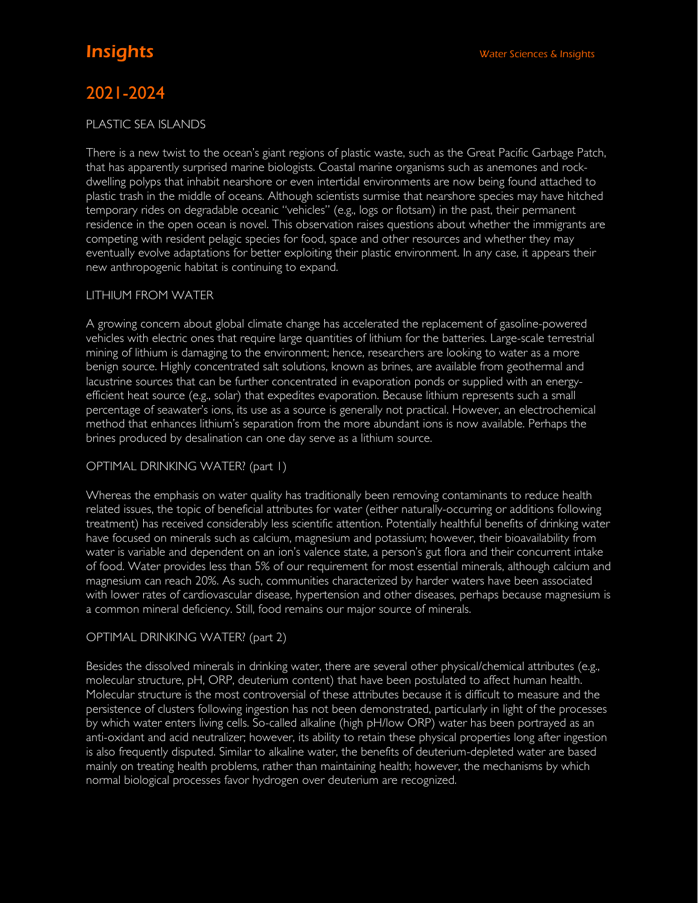# Insights

## 2021-2024

### PLASTIC SEA ISLANDS

There is a new twist to the ocean's giant regions of plastic waste, such as the Great Pacific Garbage Patch, that has apparently surprised marine biologists. Coastal marine organisms such as anemones and rock-dwelling polyps that inhabit nearshore or even intertidal environments are now being found attached to plastic trash in the middle of oceans. Although scientists surmise that nearshore species may have hitched temporary rides on degradable oceanic "vehicles" (e.g., logs or flotsam) in the past, their permanent residence in the open ocean is novel. This observation raises questions about whether the immigrants are competing with resident pelagic species for food, space and other resources and whether they may eventually evolve adaptations for better exploiting their plastic environment. In any case, it appears their new anthropogenic habitat is continuing to expand.

### LITHIUM FROM WATER

A growing concern about global climate change has accelerated the replacement of gasoline-powered vehicles with electric ones that require large quantities of lithium for the batteries. Large-scale terrestrial mining of lithium is damaging to the environment; hence, researchers are looking to water as a more benign source. Highly concentrated salt solutions, known as brines, are available from geothermal and lacustrine sources that can be further concentrated in evaporation ponds or supplied with an energy-efficient heat source (e.g., solar) that expedites evaporation. Because lithium represents such a small percentage of seawater's ions, its use as a source is generally not practical. However, an electrochemical method that enhances lithium's separation from the more abundant ions is now available. Perhaps the brines produced by desalination can one day serve as a lithium source.

### OPTIMAL DRINKING WATER? (part 1)

Whereas the emphasis on water quality has traditionally been removing contaminants to reduce health related issues, the topic of beneficial attributes for water (either naturally-occurring or additions following treatment) has received considerably less scientific attention. Potentially healthful benefits of drinking water have focused on minerals such as calcium, magnesium and potassium; however, their bioavailability from water is variable and dependent on an ion's valence state, a person's gut flora and their concurrent intake of food. Water provides less than 5% of our requirement for most essential minerals, although calcium and magnesium can reach 20%. As such, communities characterized by harder waters have been associated with lower rates of cardiovascular disease, hypertension and other diseases, perhaps because magnesium is a common mineral deficiency. Still, food remains our major source of minerals.

### OPTIMAL DRINKING WATER? (part 2)

Besides the dissolved minerals in drinking water, there are several other physical/chemical attributes (e.g., molecular structure, pH, ORP, deuterium content) that have been postulated to affect human health. Molecular structure is the most controversial of these attributes because it is difficult to measure and the persistence of clusters following ingestion has not been demonstrated, particularly in light of the processes by which water enters living cells. So-called alkaline (high pH/low ORP) water has been portrayed as an anti-oxidant and acid neutralizer; however, its ability to retain these physical properties long after ingestion is also frequently disputed. Similar to alkaline water, the benefits of deuterium-depleted water are based mainly on treating health problems, rather than maintaining health; however, the mechanisms by which normal biological processes favor hydrogen over deuterium are recognized.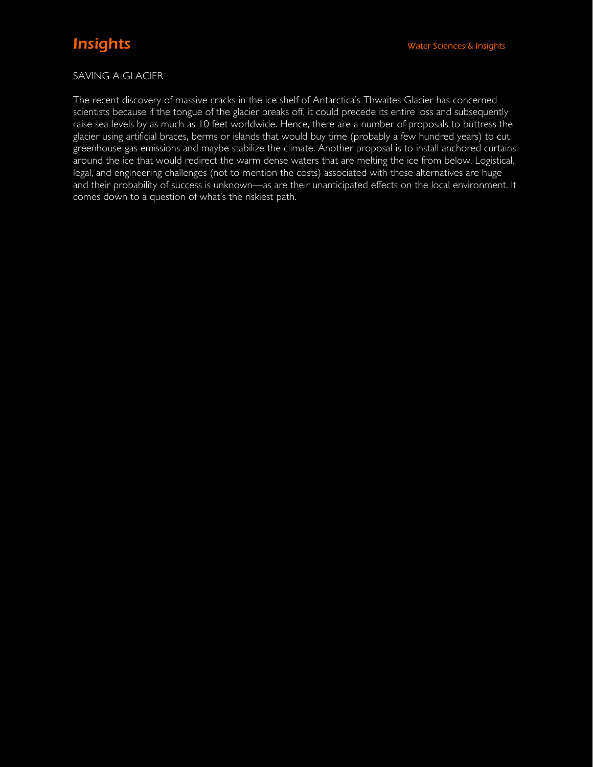## SAVING A GLACIER

The recent discovery of massive cracks in the ice shelf of Antarctica's Thwaites Glacier has concerned scientists because if the tongue of the glacier breaks off, it could precede its entire loss and subsequently raise sea levels by as much as 10 feet worldwide. Hence, there are a number of proposals to buttress the glacier using artificial braces, berms or islands that would buy time (probably a few hundred years) to cut greenhouse gas emissions and maybe stabilize the climate. Another proposal is to install anchored curtains around the ice that would redirect the warm dense waters that are melting the ice from below. Logistical, legal, and engineering challenges (not to mention the costs) associated with these alternatives are huge and their probability of success is unknown—as are their unanticipated effects on the local environment. It comes down to a question of what's the riskiest path.